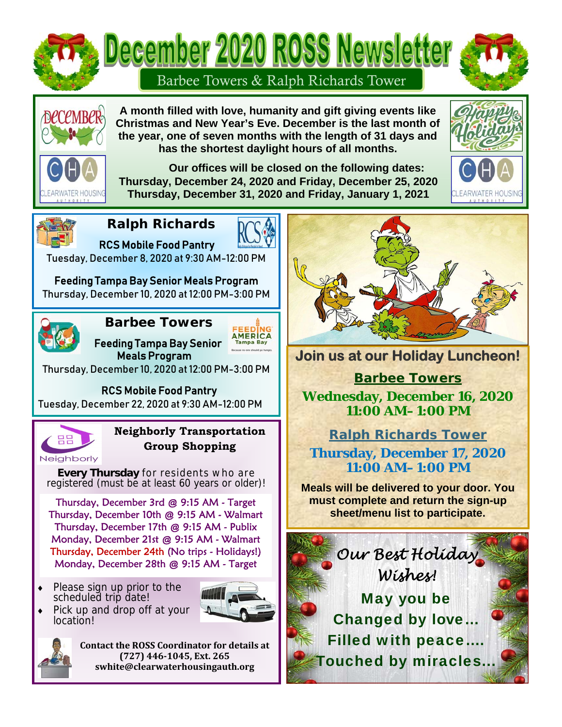# December 2020 ROSS Newsletter

## Barbee Towers & Ralph Richards Tower

**A month filled with love, humanity and gift giving events like Christmas and New Year's Eve. December is the last month of the year, one of seven months with the length of 31 days and has the shortest daylight hours of all months.**

**Our offices will be closed on the following dates:**
**Thursday, December 24, 2020 and Friday, December 25, 2020**
**Thursday, December 31, 2020 and Friday, January 1, 2021**

## Ralph Richards

**RCS Mobile Food Pantry**
Tuesday, December 8, 2020 at 9:30 AM-12:00 PM

**Feeding Tampa Bay Senior Meals Program**
Thursday, December 10, 2020 at 12:00 PM-3:00 PM

## Barbee Towers

**Feeding Tampa Bay Senior Meals Program**
Thursday, December 10, 2020 at 12:00 PM-3:00 PM

**RCS Mobile Food Pantry**
Tuesday, December 22, 2020 at 9:30 AM-12:00 PM

## Neighborly Transportation Group Shopping

**Every Thursday** for residents who are registered (must be at least 60 years or older)!

Thursday, December 3rd @ 9:15 AM - Target
Thursday, December 10th @ 9:15 AM - Walmart
Thursday, December 17th @ 9:15 AM - Publix
Monday, December 21st @ 9:15 AM - Walmart
Thursday, December 24th (No trips - Holidays!)
Monday, December 28th @ 9:15 AM - Target

- Please sign up prior to the scheduled trip date!
- Pick up and drop off at your location!

**Contact the ROSS Coordinator for details at (727) 446-1045, Ext. 265 swhite@clearwaterhousingauth.org**

## Join us at our Holiday Luncheon!

**Barbee Towers**
**Wednesday, December 16, 2020**
**11:00 AM- 1:00 PM**

**Ralph Richards Tower**
**Thursday, December 17, 2020**
**11:00 AM- 1:00 PM**

**Meals will be delivered to your door. You must complete and return the sign-up sheet/menu list to participate.**

*Our Best Holiday Wishes!*

**May you be**
**Changed by love…**
**Filled with peace….**
**Touched by miracles…**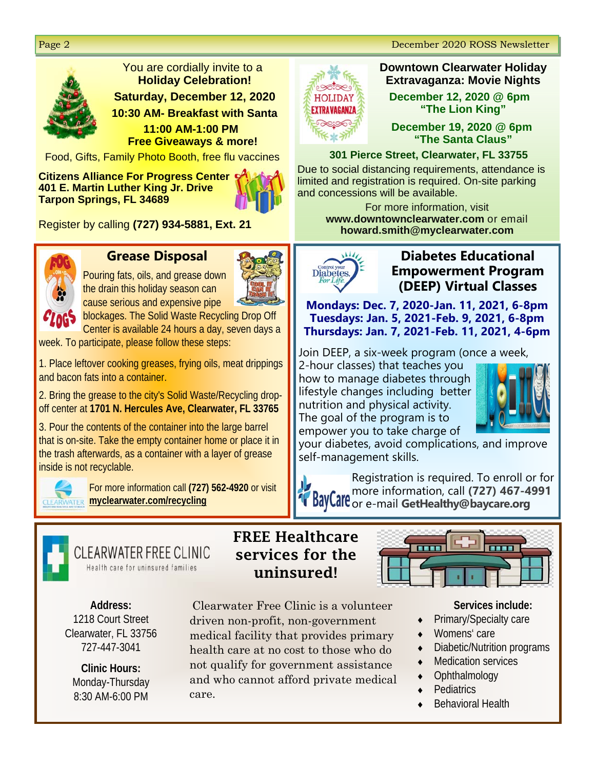You are cordially invite to a
**Holiday Celebration!**

**Saturday, December 12, 2020**

**10:30 AM- Breakfast with Santa**

**11:00 AM-1:00 PM**
**Free Giveaways & more!**

Food, Gifts, Family Photo Booth, free flu vaccines

**Citizens Alliance For Progress Center**
**401 E. Martin Luther King Jr. Drive**
**Tarpon Springs, FL 34689**

Register by calling **(727) 934-5881, Ext. 21**

## Downtown Clearwater Holiday Extravaganza: Movie Nights

HOLIDAY EXTRAVAGANZA

**December 12, 2020 @ 6pm**
**"The Lion King"**

**December 19, 2020 @ 6pm**
**"The Santa Claus"**

**301 Pierce Street, Clearwater, FL 33755**

Due to social distancing requirements, attendance is limited and registration is required. On-site parking and concessions will be available.

For more information, visit **www.downtownclearwater.com** or email **howard.smith@myclearwater.com**

## Grease Disposal

Pouring fats, oils, and grease down the drain this holiday season can cause serious and expensive pipe blockages. The Solid Waste Recycling Drop Off Center is available 24 hours a day, seven days a week. To participate, please follow these steps:

1. Place leftover cooking greases, frying oils, meat drippings and bacon fats into a container.

2. Bring the grease to the city's Solid Waste/Recycling drop-off center at **1701 N. Hercules Ave, Clearwater, FL 33765**

3. Pour the contents of the container into the large barrel that is on-site. Take the empty container home or place it in the trash afterwards, as a container with a layer of grease inside is not recyclable.

For more information call **(727) 562-4920** or visit **myclearwater.com/recycling**

## Diabetes Educational Empowerment Program (DEEP) Virtual Classes

**Mondays: Dec. 7, 2020-Jan. 11, 2021, 6-8pm**
**Tuesdays: Jan. 5, 2021-Feb. 9, 2021, 6-8pm**
**Thursdays: Jan. 7, 2021-Feb. 11, 2021, 4-6pm**

Join DEEP, a six-week program (once a week, 2-hour classes) that teaches you how to manage diabetes through lifestyle changes including better nutrition and physical activity. The goal of the program is to empower you to take charge of your diabetes, avoid complications, and improve self-management skills.

Registration is required. To enroll or for more information, call **(727) 467-4991** or e-mail **GetHealthy@baycare.org**

## CLEARWATER FREE CLINIC

Health care for uninsured families

## FREE Healthcare services for the uninsured!

**Address:**
1218 Court Street
Clearwater, FL 33756
727-447-3041

**Clinic Hours:**
Monday-Thursday
8:30 AM-6:00 PM

Clearwater Free Clinic is a volunteer driven non-profit, non-government medical facility that provides primary health care at no cost to those who do not qualify for government assistance and who cannot afford private medical care.

**Services include:**

- Primary/Specialty care
- Womens' care
- Diabetic/Nutrition programs
- Medication services
- Ophthalmology
- Pediatrics
- Behavioral Health